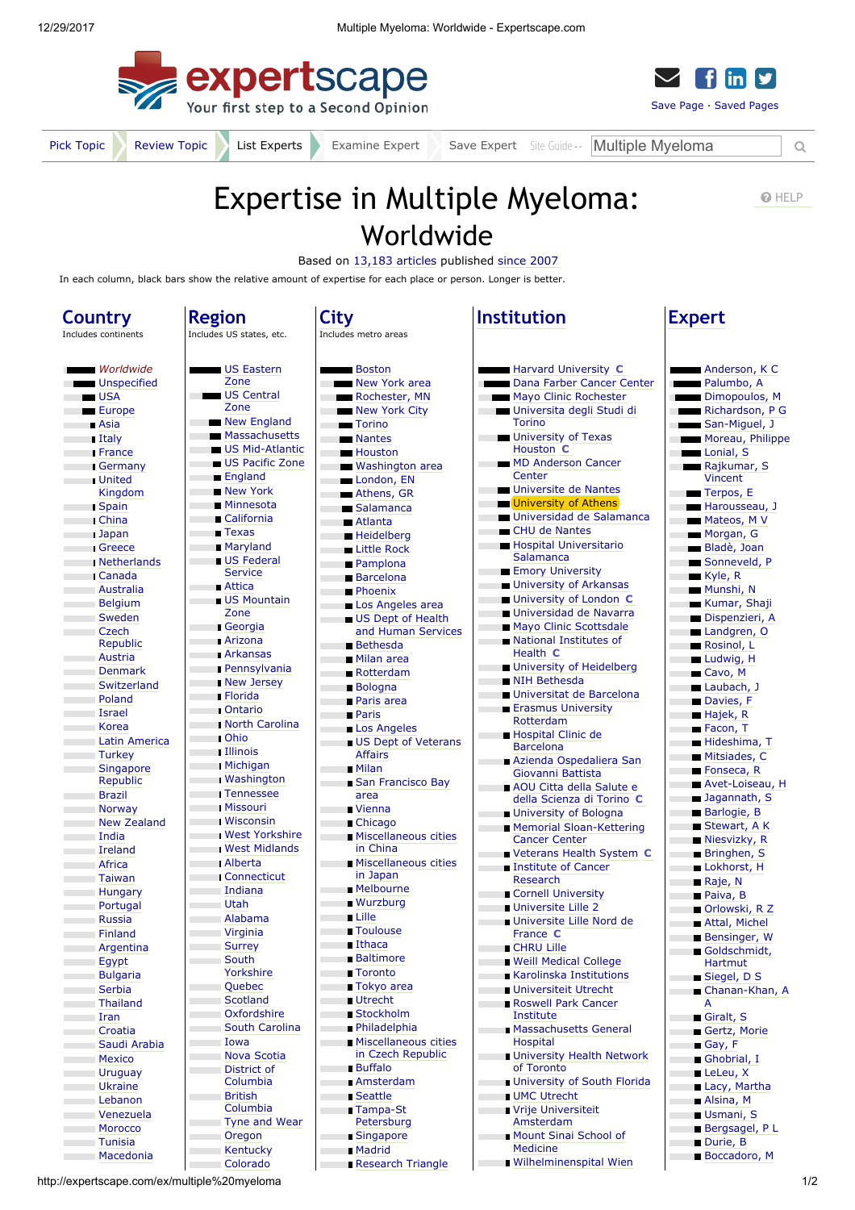expertscape
Your first step to a Second Opinion

Save Page · Saved Pages

Pick Topic | Review Topic | List Experts | Examine Expert | Save Expert | Site Guide ·· | Multiple Myeloma

# Expertise in Multiple Myeloma: Worldwide

HELP

Based on 13,183 articles published since 2007

In each column, black bars show the relative amount of expertise for each place or person. Longer is better.

## Country

Includes continents

- *Worldwide*
- Unspecified
- USA
- Europe
- Asia
- Italy
- France
- Germany
- United Kingdom
- Spain
- China
- Japan
- Greece
- Netherlands
- Canada
- Australia
- Belgium
- Sweden
- Czech Republic
- Austria
- Denmark
- Switzerland
- Poland
- Israel
- Korea
- Latin America
- Turkey
- Singapore Republic
- Brazil
- Norway
- New Zealand
- India
- Ireland
- Africa
- Taiwan
- Hungary
- Portugal
- Russia
- Finland
- Argentina
- Egypt
- Bulgaria
- Serbia
- Thailand
- Iran
- Croatia
- Saudi Arabia
- Mexico
- Uruguay
- Ukraine
- Lebanon
- Venezuela
- Morocco
- Tunisia
- Macedonia

## Region

Includes US states, etc.

- US Eastern Zone
- US Central Zone
- New England
- Massachusetts
- US Mid-Atlantic
- US Pacific Zone
- England
- New York
- Minnesota
- California
- Texas
- Maryland
- US Federal Service
- Attica
- US Mountain Zone
- Georgia
- Arizona
- Arkansas
- Pennsylvania
- New Jersey
- Florida
- Ontario
- North Carolina
- Ohio
- Illinois
- Michigan
- Washington
- Tennessee
- Missouri
- Wisconsin
- West Yorkshire
- West Midlands
- Alberta
- Connecticut
- Indiana
- Utah
- Alabama
- Virginia
- Surrey
- South Yorkshire
- Quebec
- Scotland
- Oxfordshire
- South Carolina
- Iowa
- Nova Scotia
- District of Columbia
- British Columbia
- Tyne and Wear
- Oregon
- Kentucky
- Colorado

## City

Includes metro areas

- Boston
- New York area
- Rochester, MN
- New York City
- Torino
- Nantes
- Houston
- Washington area
- London, EN
- Athens, GR
- Salamanca
- Atlanta
- Heidelberg
- Little Rock
- Pamplona
- Barcelona
- Phoenix
- Los Angeles area
- US Dept of Health and Human Services
- Bethesda
- Milan area
- Rotterdam
- Bologna
- Paris area
- Paris
- Los Angeles
- US Dept of Veterans Affairs
- Milan
- San Francisco Bay area
- Vienna
- Chicago
- Miscellaneous cities in China
- Miscellaneous cities in Japan
- Melbourne
- Wurzburg
- Lille
- Toulouse
- Ithaca
- Baltimore
- Toronto
- Tokyo area
- Utrecht
- Stockholm
- Philadelphia
- Miscellaneous cities in Czech Republic
- Buffalo
- Amsterdam
- Seattle
- Tampa-St Petersburg
- Singapore
- Madrid
- Research Triangle

## Institution

- Harvard University C
- Dana Farber Cancer Center
- Mayo Clinic Rochester
- Universita degli Studi di Torino
- University of Texas Houston C
- MD Anderson Cancer Center
- Universite de Nantes
- University of Athens
- Universidad de Salamanca
- CHU de Nantes
- Hospital Universitario Salamanca
- Emory University
- University of Arkansas
- University of London C
- Universidad de Navarra
- Mayo Clinic Scottsdale
- National Institutes of Health C
- University of Heidelberg
- NIH Bethesda
- Universitat de Barcelona
- Erasmus University Rotterdam
- Hospital Clinic de Barcelona
- Azienda Ospedaliera San Giovanni Battista
- AOU Citta della Salute e della Scienza di Torino C
- University of Bologna
- Memorial Sloan-Kettering Cancer Center
- Veterans Health System C
- Institute of Cancer Research
- Cornell University
- Universite Lille 2
- Universite Lille Nord de France C
- CHRU Lille
- Weill Medical College
- Karolinska Institutions
- Universiteit Utrecht
- Roswell Park Cancer Institute
- Massachusetts General Hospital
- University Health Network of Toronto
- University of South Florida
- UMC Utrecht
- Vrije Universiteit Amsterdam
- Mount Sinai School of Medicine
- Wilhelminenspital Wien

## Expert

- Anderson, K C
- Palumbo, A
- Dimopoulos, M
- Richardson, P G
- San-Miguel, J
- Moreau, Philippe
- Lonial, S
- Rajkumar, S Vincent
- Terpos, E
- Harousseau, J
- Mateos, M V
- Morgan, G
- Bladè, Joan
- Sonneveld, P
- Kyle, R
- Munshi, N
- Kumar, Shaji
- Dispenzieri, A
- Landgren, O
- Rosinol, L
- Ludwig, H
- Cavo, M
- Laubach, J
- Davies, F
- Hajek, R
- Facon, T
- Hideshima, T
- Mitsiades, C
- Fonseca, R
- Avet-Loiseau, H
- Jagannath, S
- Barlogie, B
- Stewart, A K
- Niesvizky, R
- Bringhen, S
- Lokhorst, H
- Raje, N
- Paiva, B
- Orlowski, R Z
- Attal, Michel
- Bensinger, W
- Goldschmidt, Hartmut
- Siegel, D S
- Chanan-Khan, A A
- Giralt, S
- Gertz, Morie
- Gay, F
- Ghobrial, I
- LeLeu, X
- Lacy, Martha
- Alsina, M
- Usmani, S
- Bergsagel, P L
- Durie, B
- Boccadoro, M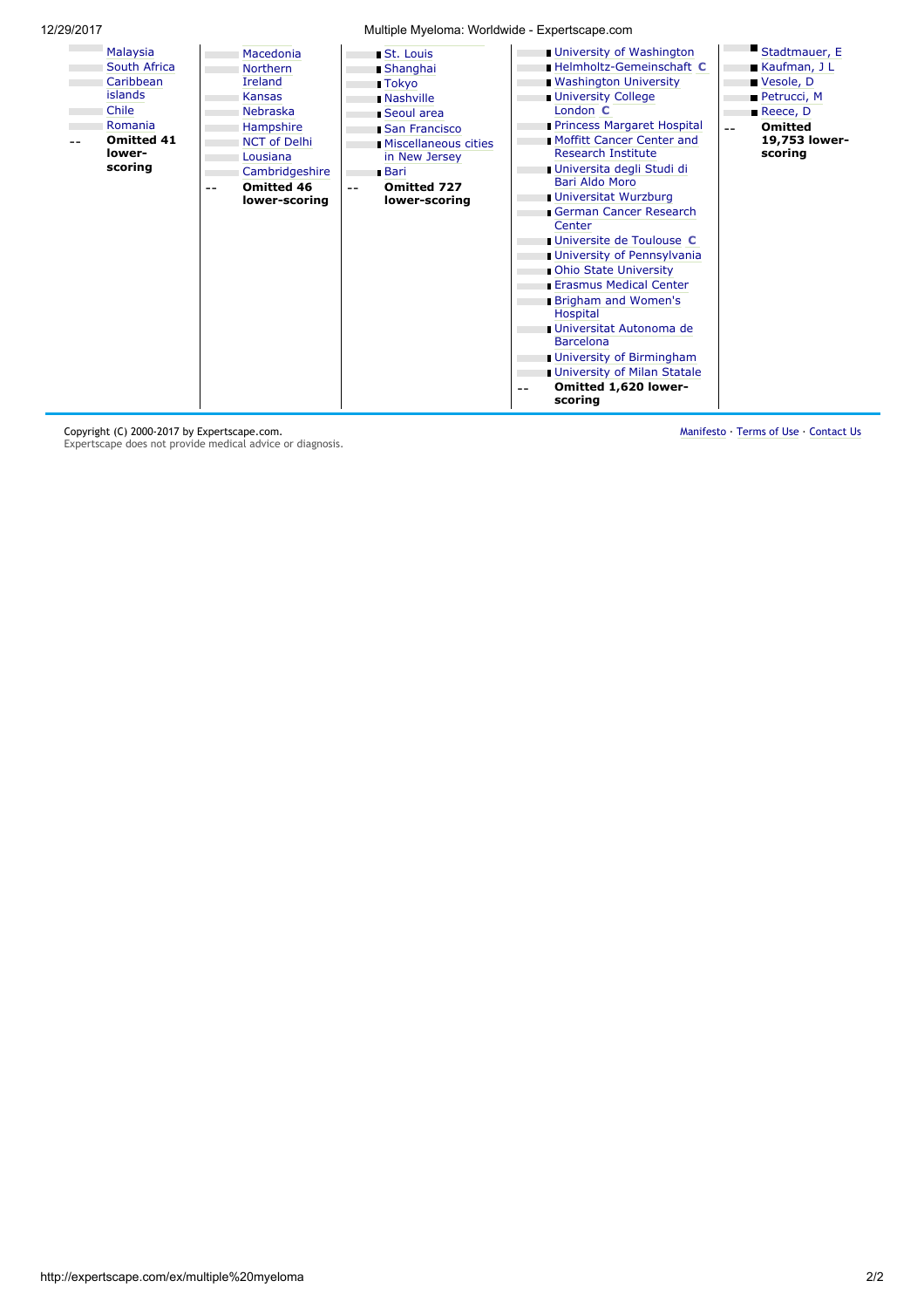| | | | | |
|---|---|---|---|---|
| Malaysia | Macedonia | St. Louis | University of Washington | Stadtmauer, E |
| South Africa | Northern Ireland | Shanghai | Helmholtz-Gemeinschaft **C** | Kaufman, J L |
| Caribbean islands | Kansas | Tokyo | Washington University | Vesole, D |
| Chile | Nebraska | Nashville | University College London **C** | Petrucci, M |
| Romania | Hampshire | Seoul area | Princess Margaret Hospital | Reece, D |
| -- **Omitted 41 lower-scoring** | NCT of Delhi | San Francisco | Moffitt Cancer Center and Research Institute | -- **Omitted 19,753 lower-scoring** |
| | Lousiana | Miscellaneous cities in New Jersey | Universita degli Studi di Bari Aldo Moro | |
| | Cambridgeshire | Bari | Universitat Wurzburg | |
| | -- **Omitted 46 lower-scoring** | -- **Omitted 727 lower-scoring** | German Cancer Research Center | |
| | | | Universite de Toulouse **C** | |
| | | | University of Pennsylvania | |
| | | | Ohio State University | |
| | | | Erasmus Medical Center | |
| | | | Brigham and Women's Hospital | |
| | | | Universitat Autonoma de Barcelona | |
| | | | University of Birmingham | |
| | | | University of Milan Statale | |
| | | | -- **Omitted 1,620 lower-scoring** | |

Copyright (C) 2000-2017 by Expertscape.com.
Expertscape does not provide medical advice or diagnosis.

Manifesto · Terms of Use · Contact Us